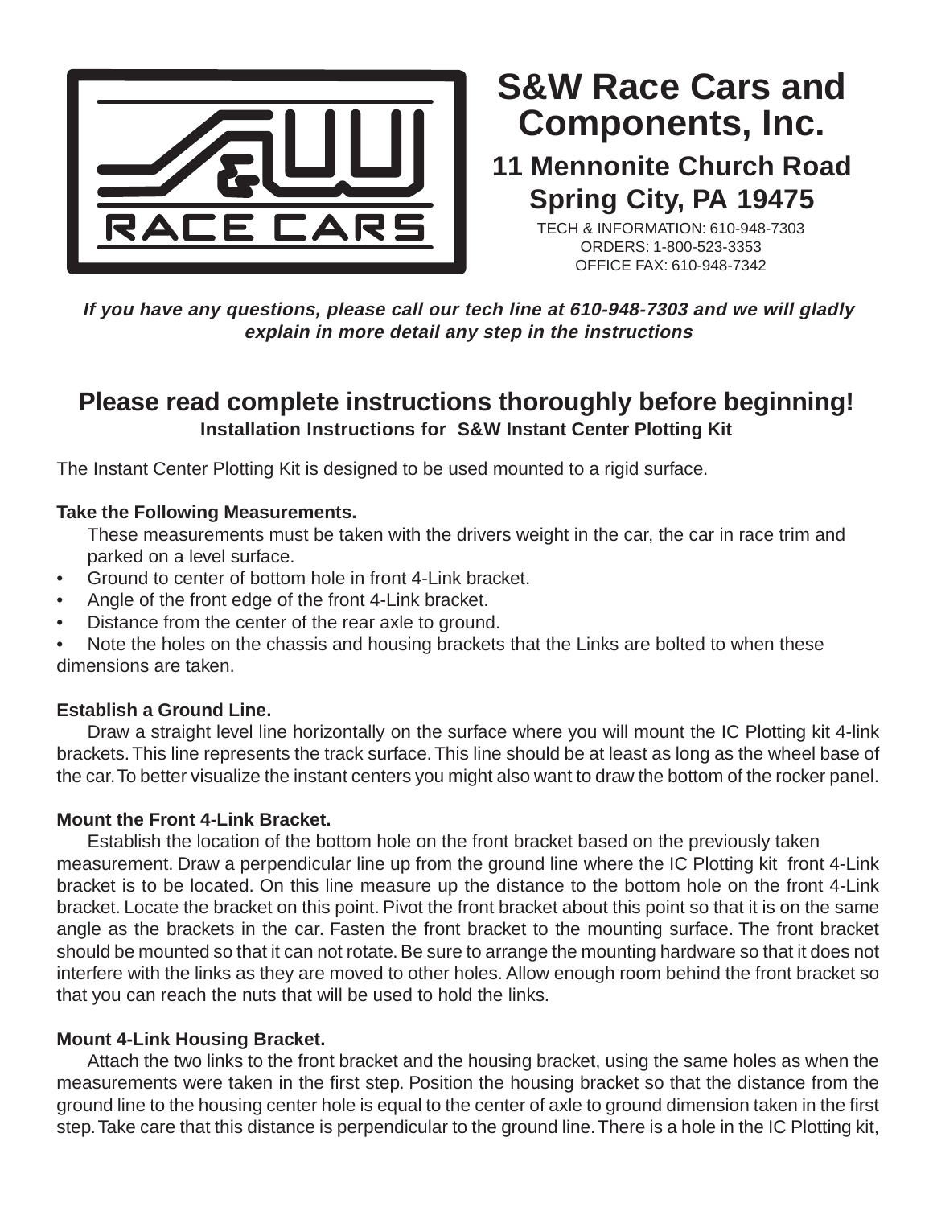# S&W Race Cars and Components, Inc.

## 11 Mennonite Church Road
## Spring City, PA 19475

TECH & INFORMATION: 610-948-7303
ORDERS: 1-800-523-3353
OFFICE FAX: 610-948-7342

***If you have any questions, please call our tech line at 610-948-7303 and we will gladly explain in more detail any step in the instructions***

## Please read complete instructions thoroughly before beginning!

**Installation Instructions for S&W Instant Center Plotting Kit**

The Instant Center Plotting Kit is designed to be used mounted to a rigid surface.

**Take the Following Measurements.**

These measurements must be taken with the drivers weight in the car, the car in race trim and parked on a level surface.

- Ground to center of bottom hole in front 4-Link bracket.
- Angle of the front edge of the front 4-Link bracket.
- Distance from the center of the rear axle to ground.
- Note the holes on the chassis and housing brackets that the Links are bolted to when these dimensions are taken.

**Establish a Ground Line.**

Draw a straight level line horizontally on the surface where you will mount the IC Plotting kit 4-link brackets. This line represents the track surface. This line should be at least as long as the wheel base of the car. To better visualize the instant centers you might also want to draw the bottom of the rocker panel.

**Mount the Front 4-Link Bracket.**

Establish the location of the bottom hole on the front bracket based on the previously taken measurement. Draw a perpendicular line up from the ground line where the IC Plotting kit front 4-Link bracket is to be located. On this line measure up the distance to the bottom hole on the front 4-Link bracket. Locate the bracket on this point. Pivot the front bracket about this point so that it is on the same angle as the brackets in the car. Fasten the front bracket to the mounting surface. The front bracket should be mounted so that it can not rotate. Be sure to arrange the mounting hardware so that it does not interfere with the links as they are moved to other holes. Allow enough room behind the front bracket so that you can reach the nuts that will be used to hold the links.

**Mount 4-Link Housing Bracket.**

Attach the two links to the front bracket and the housing bracket, using the same holes as when the measurements were taken in the first step. Position the housing bracket so that the distance from the ground line to the housing center hole is equal to the center of axle to ground dimension taken in the first step. Take care that this distance is perpendicular to the ground line. There is a hole in the IC Plotting kit,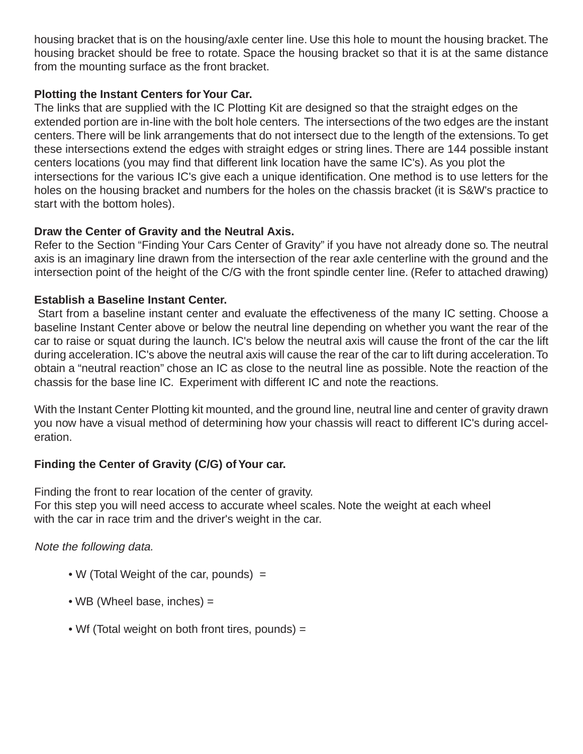housing bracket that is on the housing/axle center line. Use this hole to mount the housing bracket. The housing bracket should be free to rotate. Space the housing bracket so that it is at the same distance from the mounting surface as the front bracket.

**Plotting the Instant Centers for Your Car.**
The links that are supplied with the IC Plotting Kit are designed so that the straight edges on the extended portion are in-line with the bolt hole centers. The intersections of the two edges are the instant centers. There will be link arrangements that do not intersect due to the length of the extensions. To get these intersections extend the edges with straight edges or string lines. There are 144 possible instant centers locations (you may find that different link location have the same IC's). As you plot the intersections for the various IC's give each a unique identification. One method is to use letters for the holes on the housing bracket and numbers for the holes on the chassis bracket (it is S&W's practice to start with the bottom holes).

**Draw the Center of Gravity and the Neutral Axis.**
Refer to the Section "Finding Your Cars Center of Gravity" if you have not already done so. The neutral axis is an imaginary line drawn from the intersection of the rear axle centerline with the ground and the intersection point of the height of the C/G with the front spindle center line. (Refer to attached drawing)

**Establish a Baseline Instant Center.**
Start from a baseline instant center and evaluate the effectiveness of the many IC setting. Choose a baseline Instant Center above or below the neutral line depending on whether you want the rear of the car to raise or squat during the launch. IC's below the neutral axis will cause the front of the car the lift during acceleration. IC's above the neutral axis will cause the rear of the car to lift during acceleration. To obtain a "neutral reaction" chose an IC as close to the neutral line as possible. Note the reaction of the chassis for the base line IC. Experiment with different IC and note the reactions.

With the Instant Center Plotting kit mounted, and the ground line, neutral line and center of gravity drawn you now have a visual method of determining how your chassis will react to different IC's during acceleration.

**Finding the Center of Gravity (C/G) of Your car.**

Finding the front to rear location of the center of gravity.
For this step you will need access to accurate wheel scales. Note the weight at each wheel with the car in race trim and the driver's weight in the car.

*Note the following data.*

- W (Total Weight of the car, pounds) =
- WB (Wheel base, inches) =
- Wf (Total weight on both front tires, pounds) =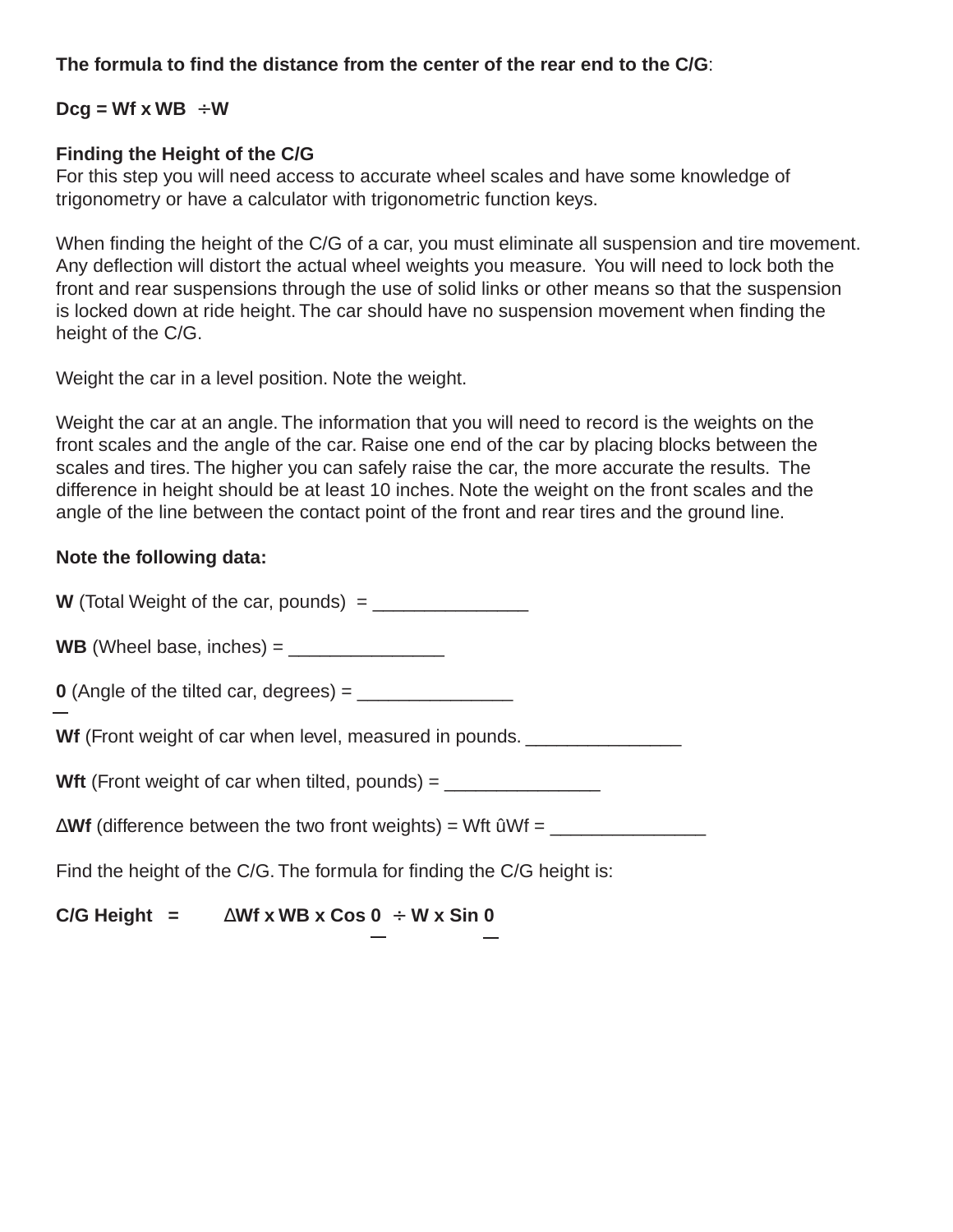**The formula to find the distance from the center of the rear end to the C/G**:

**$Dcg = Wf \times WB \div W$**

**Finding the Height of the C/G**

For this step you will need access to accurate wheel scales and have some knowledge of trigonometry or have a calculator with trigonometric function keys.

When finding the height of the C/G of a car, you must eliminate all suspension and tire movement. Any deflection will distort the actual wheel weights you measure. You will need to lock both the front and rear suspensions through the use of solid links or other means so that the suspension is locked down at ride height. The car should have no suspension movement when finding the height of the C/G.

Weight the car in a level position. Note the weight.

Weight the car at an angle. The information that you will need to record is the weights on the front scales and the angle of the car. Raise one end of the car by placing blocks between the scales and tires. The higher you can safely raise the car, the more accurate the results. The difference in height should be at least 10 inches. Note the weight on the front scales and the angle of the line between the contact point of the front and rear tires and the ground line.

**Note the following data:**

**W** (Total Weight of the car, pounds) = _______________

**WB** (Wheel base, inches) = _______________

**$\theta$** (Angle of the tilted car, degrees) = _______________

**Wf** (Front weight of car when level, measured in pounds. _______________

**Wft** (Front weight of car when tilted, pounds) = _______________

**ΔWf** (difference between the two front weights) = Wft ûWf = _______________

Find the height of the C/G. The formula for finding the C/G height is:

**$C/G\ Height = \Delta Wf \times WB \times \cos\theta \div W \times \sin\theta$**